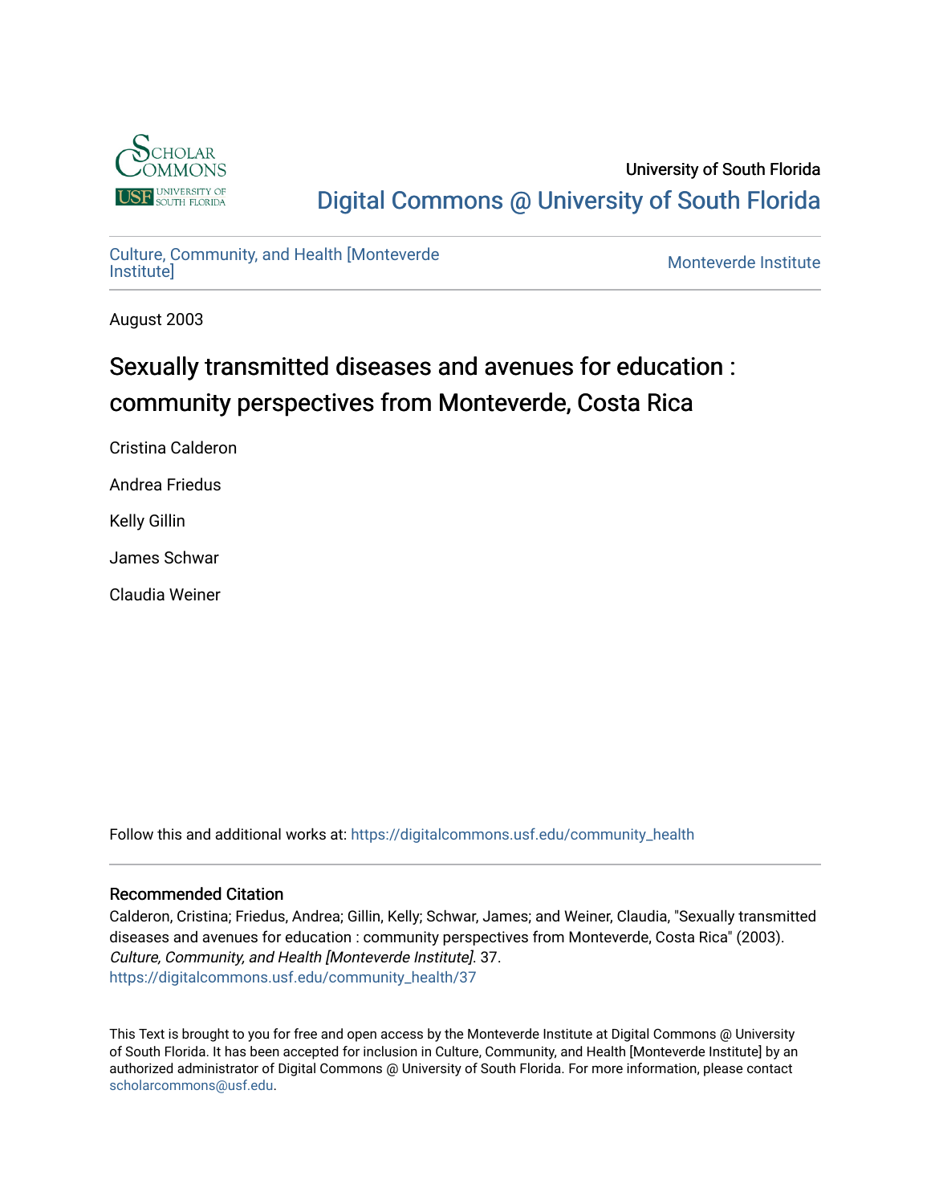University of South Florida

Digital Commons @ University of South Florida

Culture, Community, and Health [Monteverde Institute]

Monteverde Institute

August 2003

# Sexually transmitted diseases and avenues for education : community perspectives from Monteverde, Costa Rica

Cristina Calderon

Andrea Friedus

Kelly Gillin

James Schwar

Claudia Weiner

Follow this and additional works at: https://digitalcommons.usf.edu/community_health

## Recommended Citation

Calderon, Cristina; Friedus, Andrea; Gillin, Kelly; Schwar, James; and Weiner, Claudia, "Sexually transmitted diseases and avenues for education : community perspectives from Monteverde, Costa Rica" (2003). *Culture, Community, and Health [Monteverde Institute]*. 37.
https://digitalcommons.usf.edu/community_health/37

This Text is brought to you for free and open access by the Monteverde Institute at Digital Commons @ University of South Florida. It has been accepted for inclusion in Culture, Community, and Health [Monteverde Institute] by an authorized administrator of Digital Commons @ University of South Florida. For more information, please contact scholarcommons@usf.edu.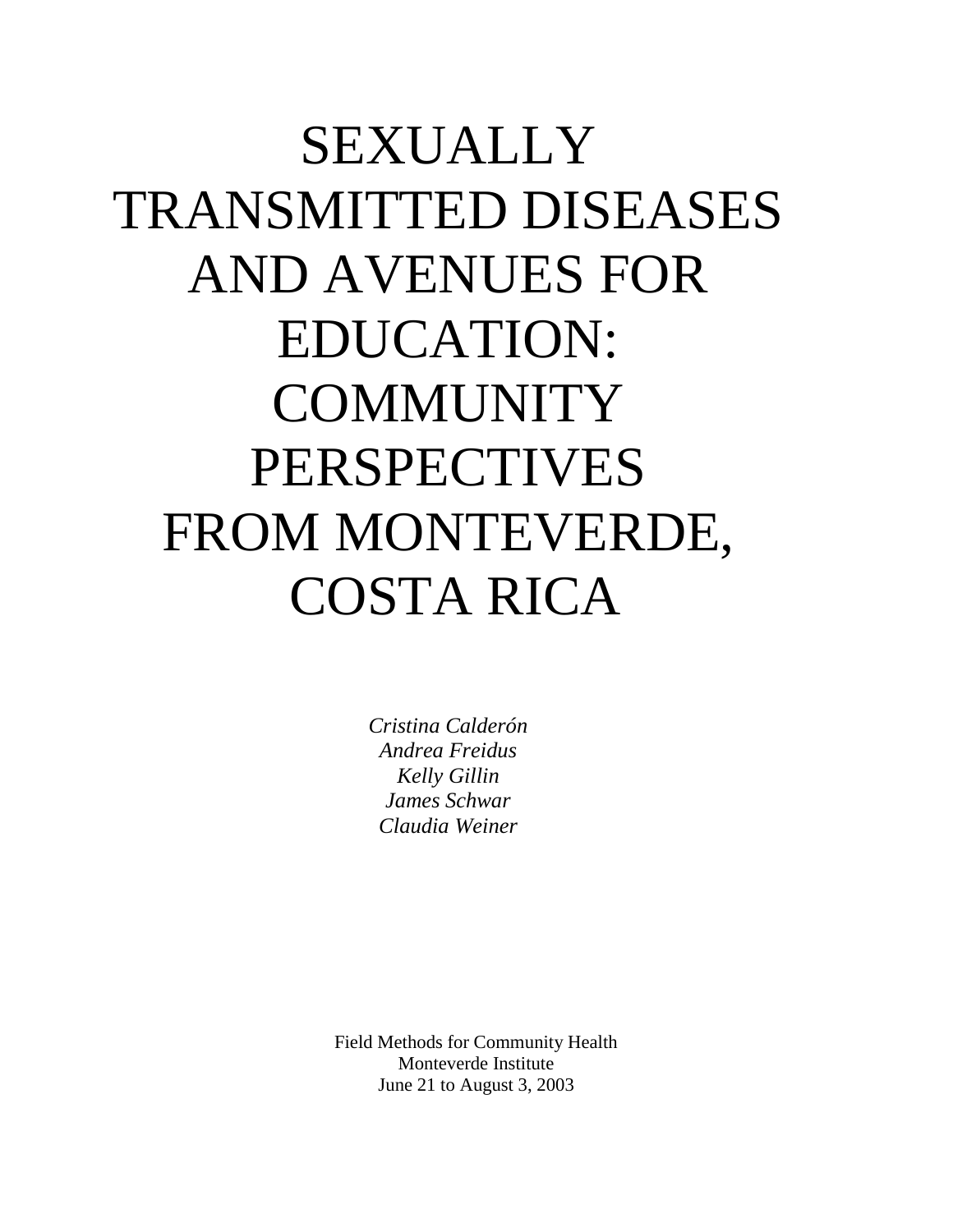# SEXUALLY TRANSMITTED DISEASES AND AVENUES FOR EDUCATION: COMMUNITY PERSPECTIVES FROM MONTEVERDE, COSTA RICA

*Cristina Calderón*
*Andrea Freidus*
*Kelly Gillin*
*James Schwar*
*Claudia Weiner*

Field Methods for Community Health
Monteverde Institute
June 21 to August 3, 2003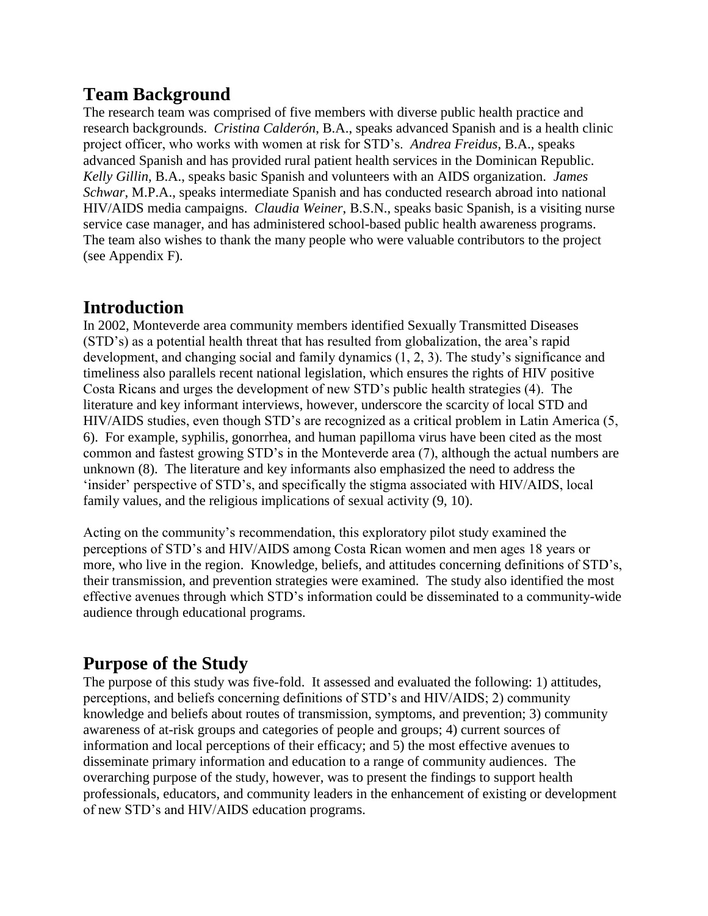## Team Background

The research team was comprised of five members with diverse public health practice and research backgrounds. *Cristina Calderón*, B.A., speaks advanced Spanish and is a health clinic project officer, who works with women at risk for STD's. *Andrea Freidus*, B.A., speaks advanced Spanish and has provided rural patient health services in the Dominican Republic. *Kelly Gillin*, B.A., speaks basic Spanish and volunteers with an AIDS organization. *James Schwar*, M.P.A., speaks intermediate Spanish and has conducted research abroad into national HIV/AIDS media campaigns. *Claudia Weiner*, B.S.N., speaks basic Spanish, is a visiting nurse service case manager, and has administered school-based public health awareness programs. The team also wishes to thank the many people who were valuable contributors to the project (see Appendix F).

## Introduction

In 2002, Monteverde area community members identified Sexually Transmitted Diseases (STD's) as a potential health threat that has resulted from globalization, the area's rapid development, and changing social and family dynamics (1, 2, 3). The study's significance and timeliness also parallels recent national legislation, which ensures the rights of HIV positive Costa Ricans and urges the development of new STD's public health strategies (4). The literature and key informant interviews, however, underscore the scarcity of local STD and HIV/AIDS studies, even though STD's are recognized as a critical problem in Latin America (5, 6). For example, syphilis, gonorrhea, and human papilloma virus have been cited as the most common and fastest growing STD's in the Monteverde area (7), although the actual numbers are unknown (8). The literature and key informants also emphasized the need to address the 'insider' perspective of STD's, and specifically the stigma associated with HIV/AIDS, local family values, and the religious implications of sexual activity (9, 10).

Acting on the community's recommendation, this exploratory pilot study examined the perceptions of STD's and HIV/AIDS among Costa Rican women and men ages 18 years or more, who live in the region. Knowledge, beliefs, and attitudes concerning definitions of STD's, their transmission, and prevention strategies were examined. The study also identified the most effective avenues through which STD's information could be disseminated to a community-wide audience through educational programs.

## Purpose of the Study

The purpose of this study was five-fold. It assessed and evaluated the following: 1) attitudes, perceptions, and beliefs concerning definitions of STD's and HIV/AIDS; 2) community knowledge and beliefs about routes of transmission, symptoms, and prevention; 3) community awareness of at-risk groups and categories of people and groups; 4) current sources of information and local perceptions of their efficacy; and 5) the most effective avenues to disseminate primary information and education to a range of community audiences. The overarching purpose of the study, however, was to present the findings to support health professionals, educators, and community leaders in the enhancement of existing or development of new STD's and HIV/AIDS education programs.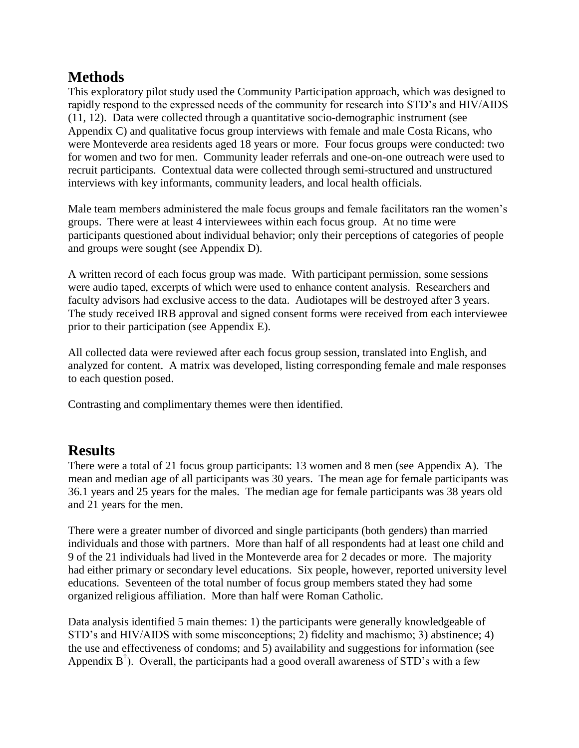## Methods

This exploratory pilot study used the Community Participation approach, which was designed to rapidly respond to the expressed needs of the community for research into STD's and HIV/AIDS (11, 12). Data were collected through a quantitative socio-demographic instrument (see Appendix C) and qualitative focus group interviews with female and male Costa Ricans, who were Monteverde area residents aged 18 years or more. Four focus groups were conducted: two for women and two for men. Community leader referrals and one-on-one outreach were used to recruit participants. Contextual data were collected through semi-structured and unstructured interviews with key informants, community leaders, and local health officials.

Male team members administered the male focus groups and female facilitators ran the women's groups. There were at least 4 interviewees within each focus group. At no time were participants questioned about individual behavior; only their perceptions of categories of people and groups were sought (see Appendix D).

A written record of each focus group was made. With participant permission, some sessions were audio taped, excerpts of which were used to enhance content analysis. Researchers and faculty advisors had exclusive access to the data. Audiotapes will be destroyed after 3 years. The study received IRB approval and signed consent forms were received from each interviewee prior to their participation (see Appendix E).

All collected data were reviewed after each focus group session, translated into English, and analyzed for content. A matrix was developed, listing corresponding female and male responses to each question posed.

Contrasting and complimentary themes were then identified.

## Results

There were a total of 21 focus group participants: 13 women and 8 men (see Appendix A). The mean and median age of all participants was 30 years. The mean age for female participants was 36.1 years and 25 years for the males. The median age for female participants was 38 years old and 21 years for the men.

There were a greater number of divorced and single participants (both genders) than married individuals and those with partners. More than half of all respondents had at least one child and 9 of the 21 individuals had lived in the Monteverde area for 2 decades or more. The majority had either primary or secondary level educations. Six people, however, reported university level educations. Seventeen of the total number of focus group members stated they had some organized religious affiliation. More than half were Roman Catholic.

Data analysis identified 5 main themes: 1) the participants were generally knowledgeable of STD's and HIV/AIDS with some misconceptions; 2) fidelity and machismo; 3) abstinence; 4) the use and effectiveness of condoms; and 5) availability and suggestions for information (see Appendix B[†]). Overall, the participants had a good overall awareness of STD's with a few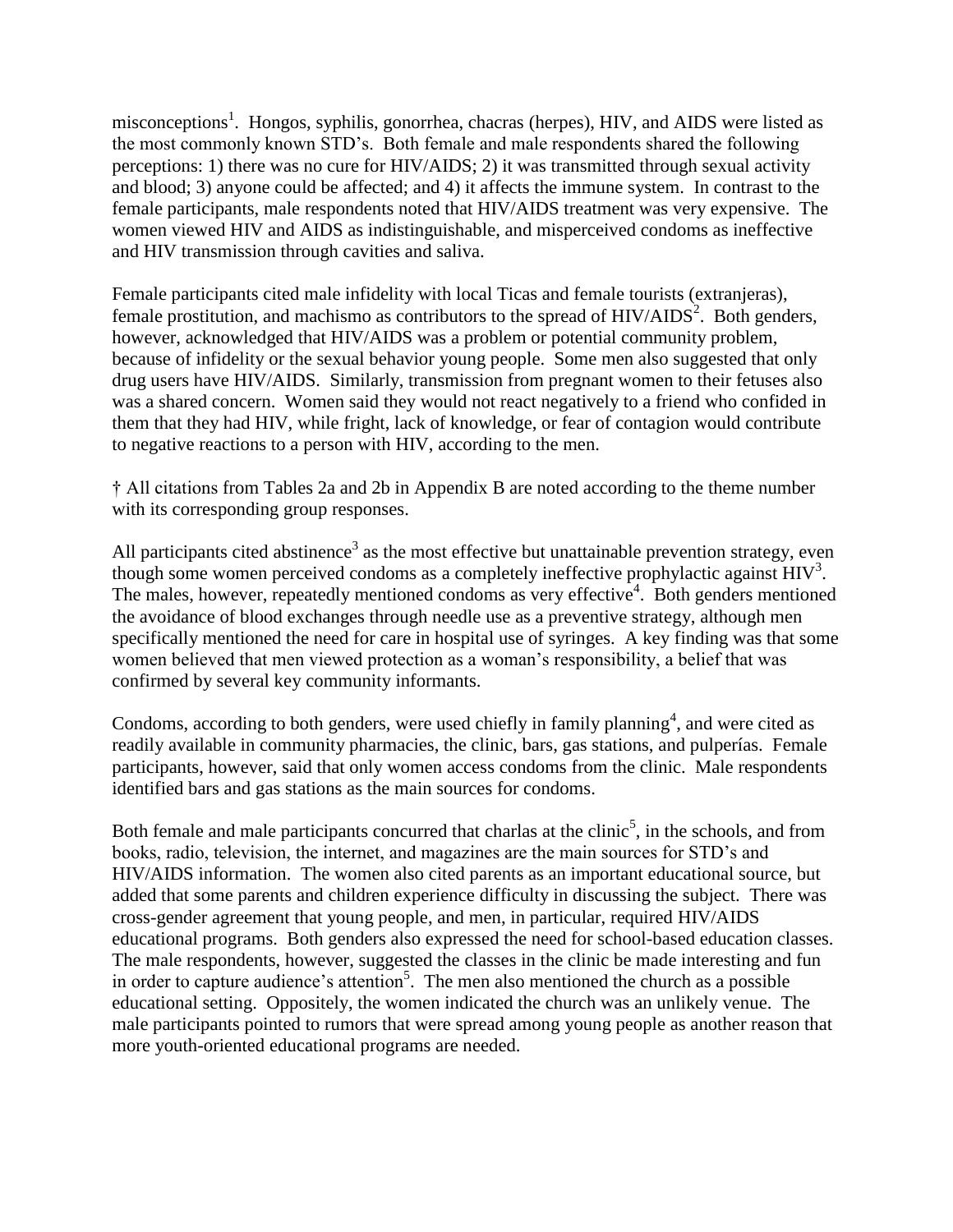misconceptions[1]. Hongos, syphilis, gonorrhea, chacras (herpes), HIV, and AIDS were listed as the most commonly known STD's. Both female and male respondents shared the following perceptions: 1) there was no cure for HIV/AIDS; 2) it was transmitted through sexual activity and blood; 3) anyone could be affected; and 4) it affects the immune system. In contrast to the female participants, male respondents noted that HIV/AIDS treatment was very expensive. The women viewed HIV and AIDS as indistinguishable, and misperceived condoms as ineffective and HIV transmission through cavities and saliva.

Female participants cited male infidelity with local Ticas and female tourists (extranjeras), female prostitution, and machismo as contributors to the spread of HIV/AIDS[2]. Both genders, however, acknowledged that HIV/AIDS was a problem or potential community problem, because of infidelity or the sexual behavior young people. Some men also suggested that only drug users have HIV/AIDS. Similarly, transmission from pregnant women to their fetuses also was a shared concern. Women said they would not react negatively to a friend who confided in them that they had HIV, while fright, lack of knowledge, or fear of contagion would contribute to negative reactions to a person with HIV, according to the men.

**†** All citations from Tables 2a and 2b in Appendix B are noted according to the theme number with its corresponding group responses.

All participants cited abstinence[3] as the most effective but unattainable prevention strategy, even though some women perceived condoms as a completely ineffective prophylactic against HIV[3]. The males, however, repeatedly mentioned condoms as very effective[4]. Both genders mentioned the avoidance of blood exchanges through needle use as a preventive strategy, although men specifically mentioned the need for care in hospital use of syringes. A key finding was that some women believed that men viewed protection as a woman's responsibility, a belief that was confirmed by several key community informants.

Condoms, according to both genders, were used chiefly in family planning[4], and were cited as readily available in community pharmacies, the clinic, bars, gas stations, and pulperías. Female participants, however, said that only women access condoms from the clinic. Male respondents identified bars and gas stations as the main sources for condoms.

Both female and male participants concurred that charlas at the clinic[5], in the schools, and from books, radio, television, the internet, and magazines are the main sources for STD's and HIV/AIDS information. The women also cited parents as an important educational source, but added that some parents and children experience difficulty in discussing the subject. There was cross-gender agreement that young people, and men, in particular, required HIV/AIDS educational programs. Both genders also expressed the need for school-based education classes. The male respondents, however, suggested the classes in the clinic be made interesting and fun in order to capture audience's attention[5]. The men also mentioned the church as a possible educational setting. Oppositely, the women indicated the church was an unlikely venue. The male participants pointed to rumors that were spread among young people as another reason that more youth-oriented educational programs are needed.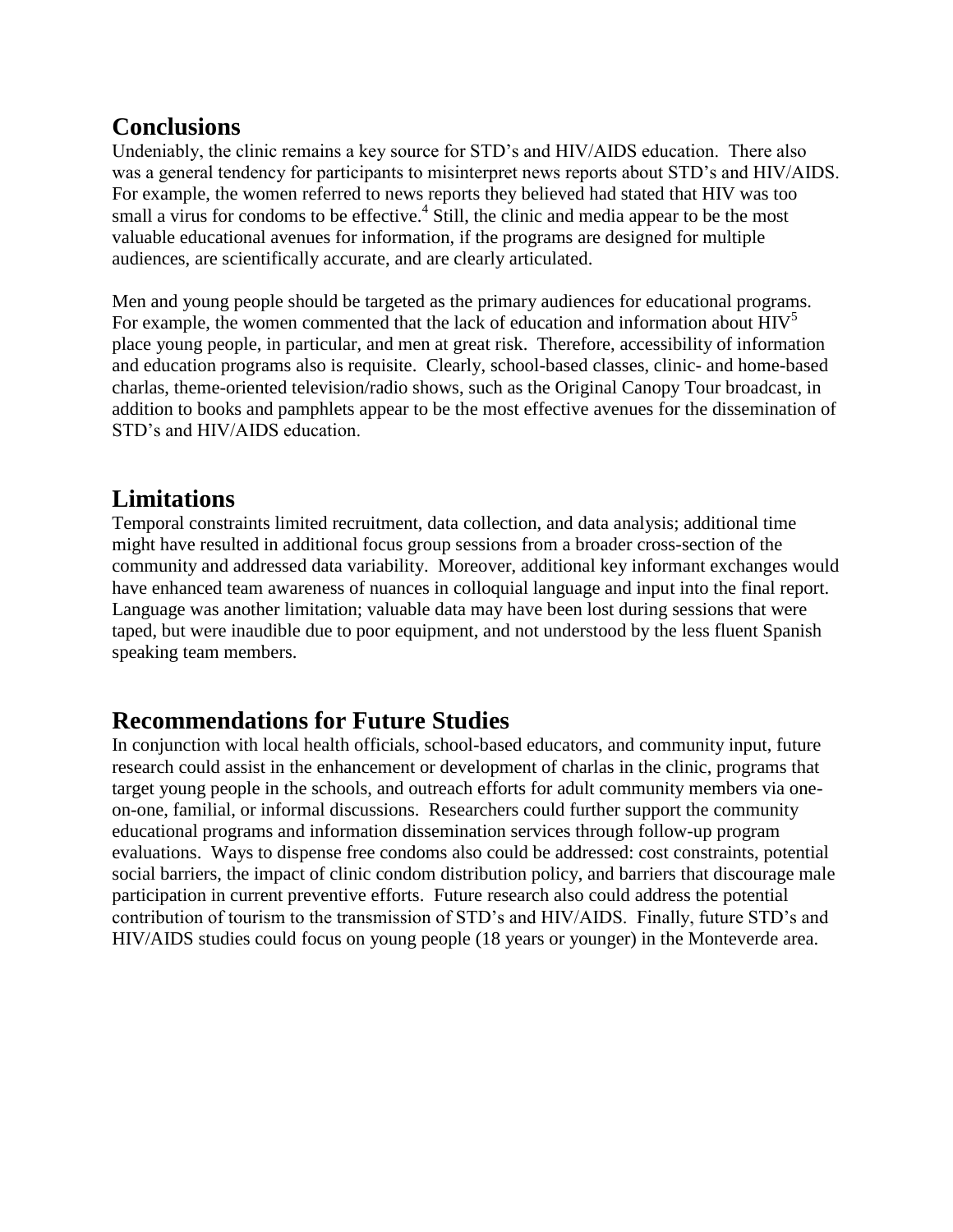## Conclusions

Undeniably, the clinic remains a key source for STD's and HIV/AIDS education. There also was a general tendency for participants to misinterpret news reports about STD's and HIV/AIDS. For example, the women referred to news reports they believed had stated that HIV was too small a virus for condoms to be effective.[4] Still, the clinic and media appear to be the most valuable educational avenues for information, if the programs are designed for multiple audiences, are scientifically accurate, and are clearly articulated.

Men and young people should be targeted as the primary audiences for educational programs. For example, the women commented that the lack of education and information about HIV[5] place young people, in particular, and men at great risk. Therefore, accessibility of information and education programs also is requisite. Clearly, school-based classes, clinic- and home-based charlas, theme-oriented television/radio shows, such as the Original Canopy Tour broadcast, in addition to books and pamphlets appear to be the most effective avenues for the dissemination of STD's and HIV/AIDS education.

## Limitations

Temporal constraints limited recruitment, data collection, and data analysis; additional time might have resulted in additional focus group sessions from a broader cross-section of the community and addressed data variability. Moreover, additional key informant exchanges would have enhanced team awareness of nuances in colloquial language and input into the final report. Language was another limitation; valuable data may have been lost during sessions that were taped, but were inaudible due to poor equipment, and not understood by the less fluent Spanish speaking team members.

## Recommendations for Future Studies

In conjunction with local health officials, school-based educators, and community input, future research could assist in the enhancement or development of charlas in the clinic, programs that target young people in the schools, and outreach efforts for adult community members via one-on-one, familial, or informal discussions. Researchers could further support the community educational programs and information dissemination services through follow-up program evaluations. Ways to dispense free condoms also could be addressed: cost constraints, potential social barriers, the impact of clinic condom distribution policy, and barriers that discourage male participation in current preventive efforts. Future research also could address the potential contribution of tourism to the transmission of STD's and HIV/AIDS. Finally, future STD's and HIV/AIDS studies could focus on young people (18 years or younger) in the Monteverde area.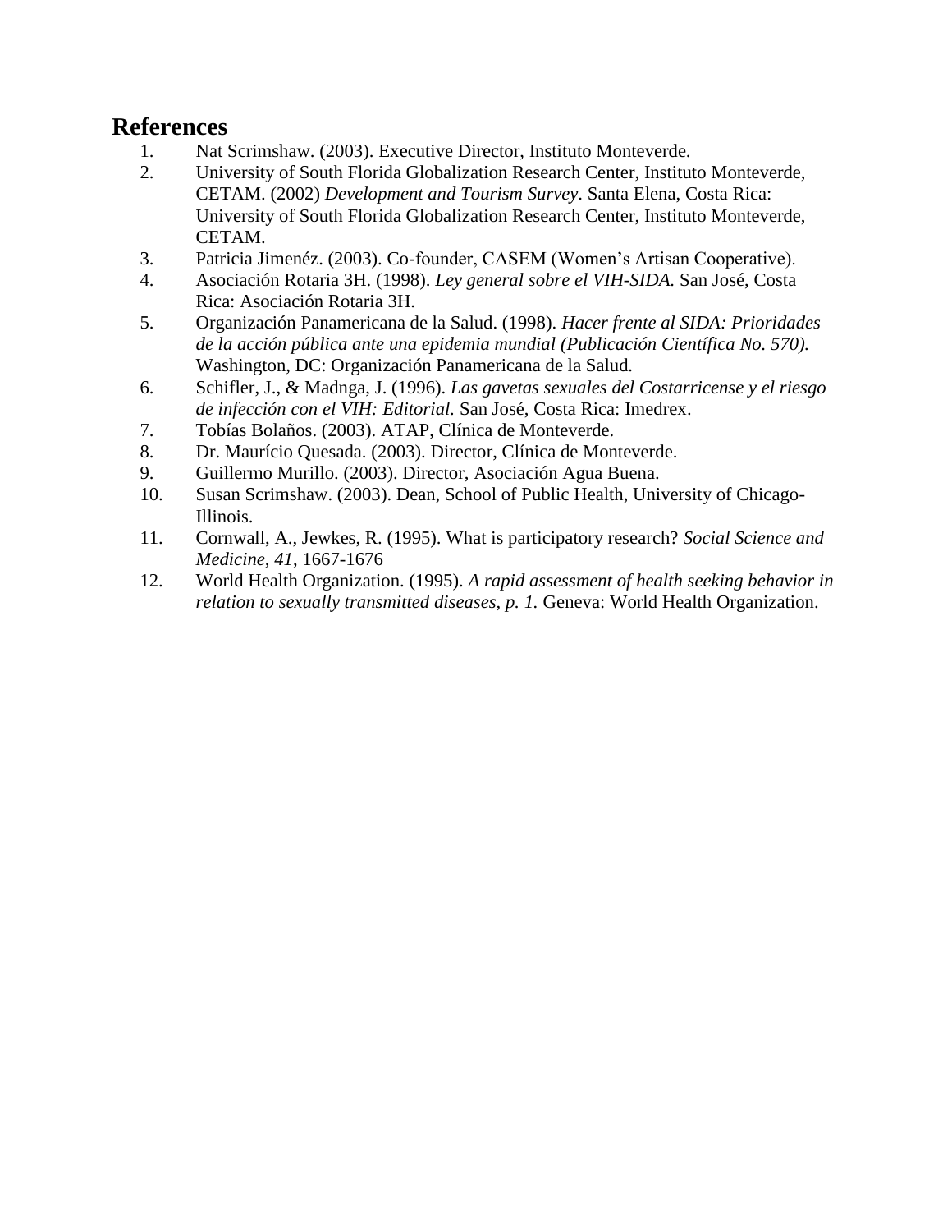## References

1. Nat Scrimshaw. (2003). Executive Director, Instituto Monteverde.
2. University of South Florida Globalization Research Center, Instituto Monteverde, CETAM. (2002) *Development and Tourism Survey*. Santa Elena, Costa Rica: University of South Florida Globalization Research Center, Instituto Monteverde, CETAM.
3. Patricia Jimenéz. (2003). Co-founder, CASEM (Women's Artisan Cooperative).
4. Asociación Rotaria 3H. (1998). *Ley general sobre el VIH-SIDA.* San José, Costa Rica: Asociación Rotaria 3H.
5. Organización Panamericana de la Salud. (1998). *Hacer frente al SIDA: Prioridades de la acción pública ante una epidemia mundial (Publicación Científica No. 570).* Washington, DC: Organización Panamericana de la Salud.
6. Schifler, J., & Madnga, J. (1996). *Las gavetas sexuales del Costarricense y el riesgo de infección con el VIH: Editorial.* San José, Costa Rica: Imedrex.
7. Tobías Bolaños. (2003). ATAP, Clínica de Monteverde.
8. Dr. Maurício Quesada. (2003). Director, Clínica de Monteverde.
9. Guillermo Murillo. (2003). Director, Asociación Agua Buena.
10. Susan Scrimshaw. (2003). Dean, School of Public Health, University of Chicago-Illinois.
11. Cornwall, A., Jewkes, R. (1995). What is participatory research? *Social Science and Medicine, 41*, 1667-1676
12. World Health Organization. (1995). *A rapid assessment of health seeking behavior in relation to sexually transmitted diseases, p. 1.* Geneva: World Health Organization.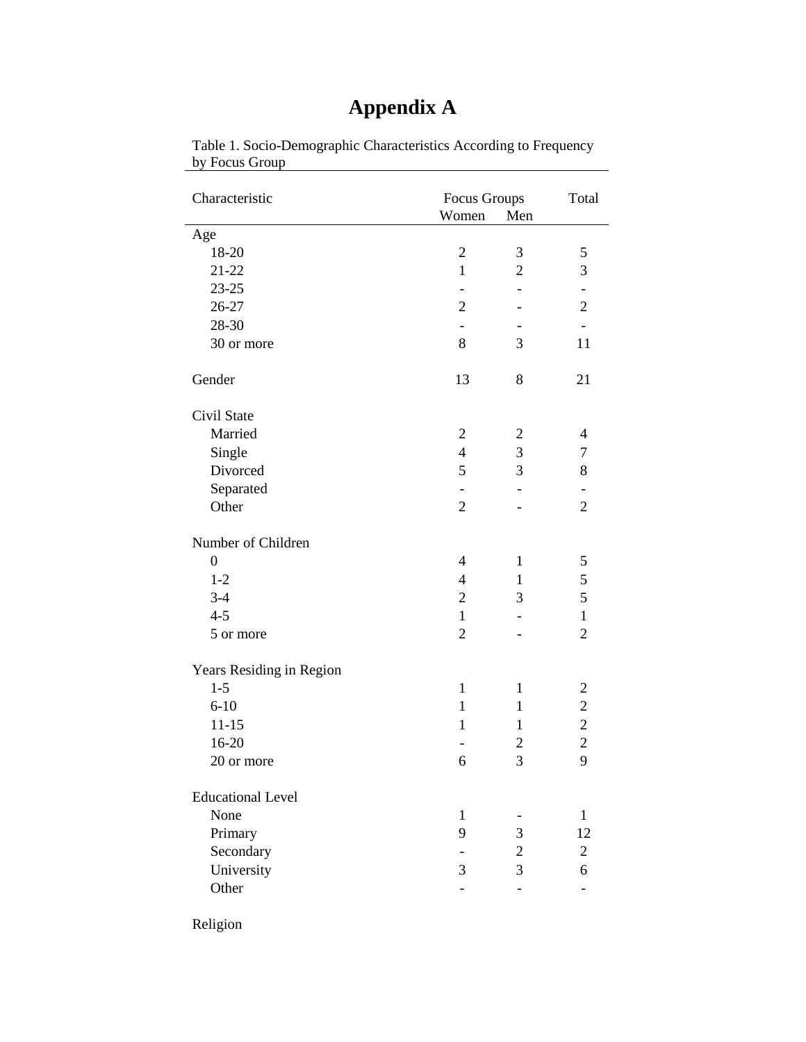# Appendix A

Table 1. Socio-Demographic Characteristics According to Frequency by Focus Group

| Characteristic | Focus Groups | | Total |
|---|---|---|---|
| | Women | Men | |
| Age | | | |
| 18-20 | 2 | 3 | 5 |
| 21-22 | 1 | 2 | 3 |
| 23-25 | - | - | - |
| 26-27 | 2 | - | 2 |
| 28-30 | - | - | - |
| 30 or more | 8 | 3 | 11 |
| Gender | 13 | 8 | 21 |
| Civil State | | | |
| Married | 2 | 2 | 4 |
| Single | 4 | 3 | 7 |
| Divorced | 5 | 3 | 8 |
| Separated | - | - | - |
| Other | 2 | - | 2 |
| Number of Children | | | |
| 0 | 4 | 1 | 5 |
| 1-2 | 4 | 1 | 5 |
| 3-4 | 2 | 3 | 5 |
| 4-5 | 1 | - | 1 |
| 5 or more | 2 | - | 2 |
| Years Residing in Region | | | |
| 1-5 | 1 | 1 | 2 |
| 6-10 | 1 | 1 | 2 |
| 11-15 | 1 | 1 | 2 |
| 16-20 | - | 2 | 2 |
| 20 or more | 6 | 3 | 9 |
| Educational Level | | | |
| None | 1 | - | 1 |
| Primary | 9 | 3 | 12 |
| Secondary | - | 2 | 2 |
| University | 3 | 3 | 6 |
| Other | - | - | - |
| Religion | | | |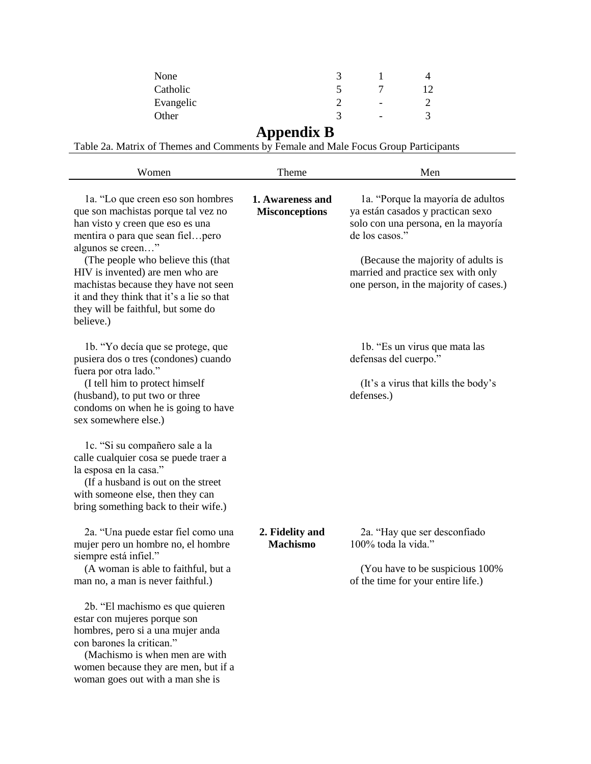| | | | |
|---|---|---|---|
| None | 3 | 1 | 4 |
| Catholic | 5 | 7 | 12 |
| Evangelic | 2 | - | 2 |
| Other | 3 | - | 3 |

# Appendix B

Table 2a. Matrix of Themes and Comments by Female and Male Focus Group Participants

| Women | Theme | Men |
|---|---|---|
| 1a. "Lo que creen eso son hombres que son machistas porque tal vez no han visto y creen que eso es una mentira o para que sean fiel…pero algunos se creen…" (The people who believe this (that HIV is invented) are men who are machistas because they have not seen it and they think that it's a lie so that they will be faithful, but some do believe.) | **1. Awareness and Misconceptions** | 1a. "Porque la mayoría de adultos ya están casados y practican sexo solo con una persona, en la mayoría de los casos." (Because the majority of adults is married and practice sex with only one person, in the majority of cases.) |
| 1b. "Yo decía que se protege, que pusiera dos o tres (condones) cuando fuera por otra lado." (I tell him to protect himself (husband), to put two or three condoms on when he is going to have sex somewhere else.) | | 1b. "Es un virus que mata las defensas del cuerpo." (It's a virus that kills the body's defenses.) |
| 1c. "Si su compañero sale a la calle cualquier cosa se puede traer a la esposa en la casa." (If a husband is out on the street with someone else, then they can bring something back to their wife.) | | |
| 2a. "Una puede estar fiel como una mujer pero un hombre no, el hombre siempre está infiel." (A woman is able to faithful, but a man no, a man is never faithful.) | **2. Fidelity and Machismo** | 2a. "Hay que ser desconfiado 100% toda la vida." (You have to be suspicious 100% of the time for your entire life.) |
| 2b. "El machismo es que quieren estar con mujeres porque son hombres, pero si a una mujer anda con barones la critican." (Machismo is when men are with women because they are men, but if a woman goes out with a man she is | | |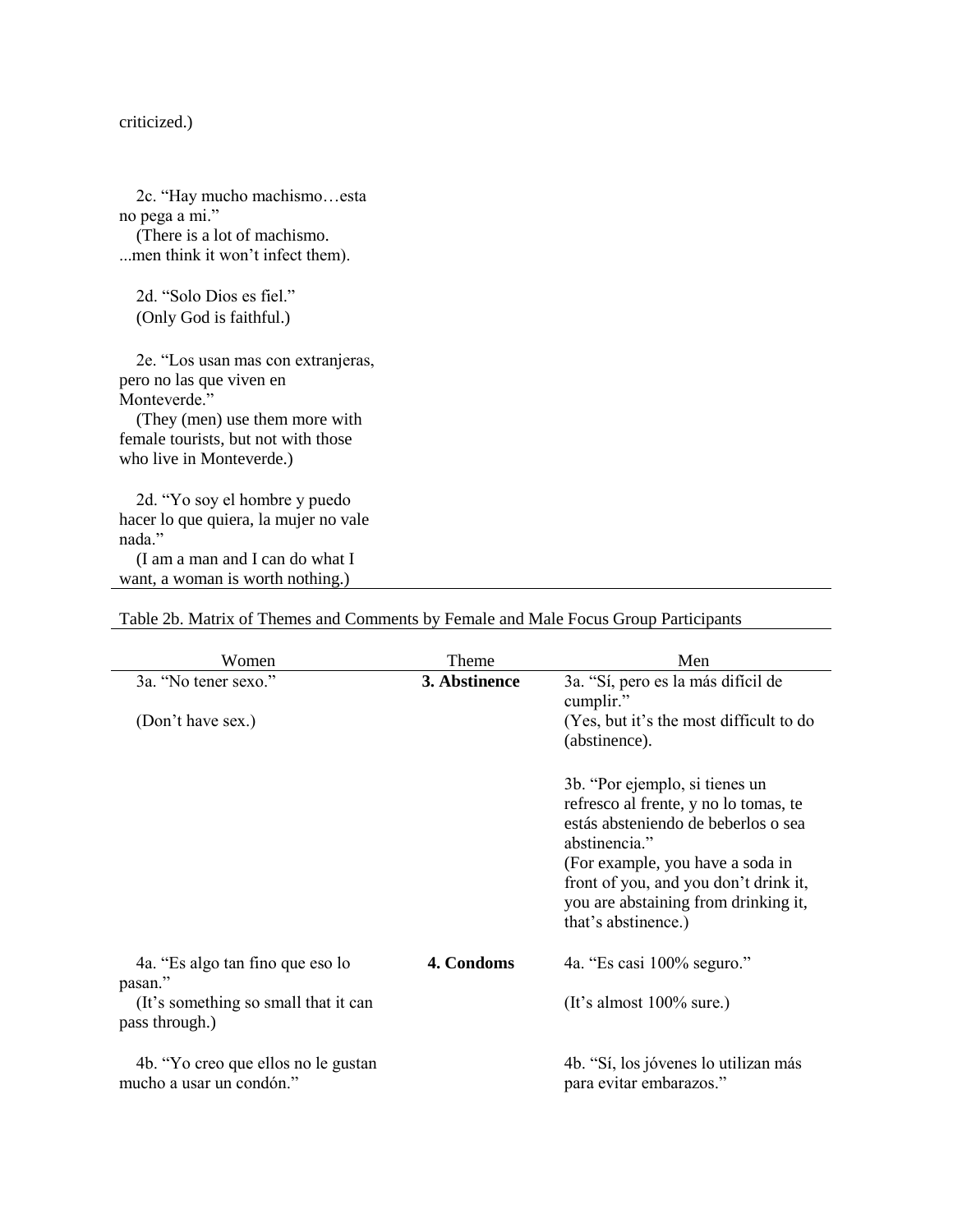| Women | Theme | Men |
|---|---|---|
| criticized.) | | |
| 2c. "Hay mucho machismo…esta no pega a mi." (There is a lot of machismo. ...men think it won't infect them). | | |
| 2d. "Solo Dios es fiel." (Only God is faithful.) | | |
| 2e. "Los usan mas con extranjeras, pero no las que viven en Monteverde." (They (men) use them more with female tourists, but not with those who live in Monteverde.) | | |
| 2d. "Yo soy el hombre y puedo hacer lo que quiera, la mujer no vale nada." (I am a man and I can do what I want, a woman is worth nothing.) | | |

Table 2b. Matrix of Themes and Comments by Female and Male Focus Group Participants

| Women | Theme | Men |
|---|---|---|
| 3a. "No tener sexo." (Don't have sex.) | **3. Abstinence** | 3a. "Sí, pero es la más difícil de cumplir." (Yes, but it's the most difficult to do (abstinence). |
| | | 3b. "Por ejemplo, si tienes un refresco al frente, y no lo tomas, te estás absteniendo de beberlos o sea abstinencia." (For example, you have a soda in front of you, and you don't drink it, you are abstaining from drinking it, that's abstinence.) |
| 4a. "Es algo tan fino que eso lo pasan." (It's something so small that it can pass through.) | **4. Condoms** | 4a. "Es casi 100% seguro." (It's almost 100% sure.) |
| 4b. "Yo creo que ellos no le gustan mucho a usar un condón." | | 4b. "Sí, los jóvenes lo utilizan más para evitar embarazos." |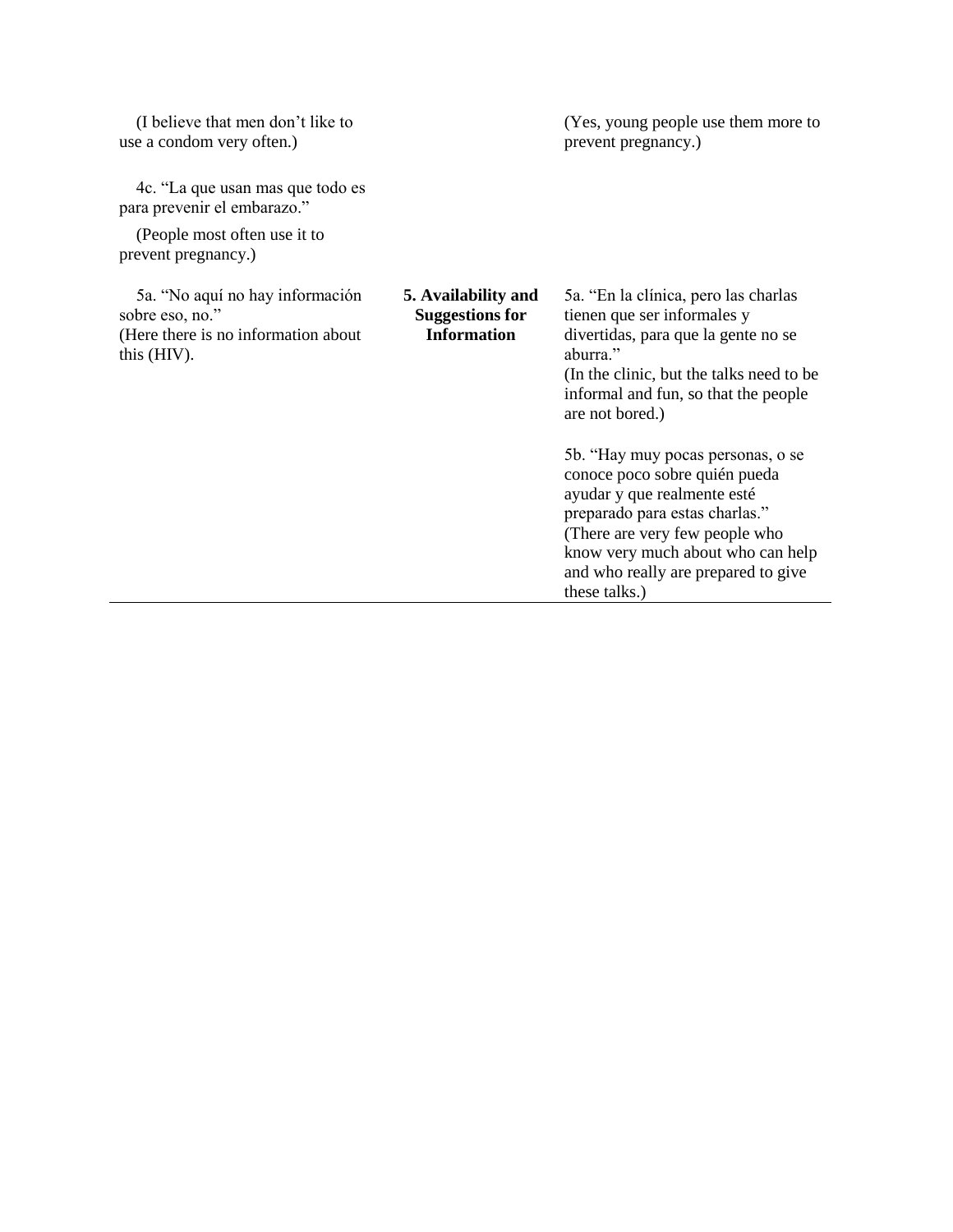| | | |
|---|---|---|
| (I believe that men don't like to use a condom very often.)<br><br>4c. "La que usan mas que todo es para prevenir el embarazo."<br>(People most often use it to prevent pregnancy.) | | (Yes, young people use them more to prevent pregnancy.) |
| 5a. "No aquí no hay información sobre eso, no."<br>(Here there is no information about this (HIV). | **5. Availability and Suggestions for Information** | 5a. "En la clínica, pero las charlas tienen que ser informales y divertidas, para que la gente no se aburra."<br>(In the clinic, but the talks need to be informal and fun, so that the people are not bored.)<br><br>5b. "Hay muy pocas personas, o se conoce poco sobre quién pueda ayudar y que realmente esté preparado para estas charlas."<br>(There are very few people who know very much about who can help and who really are prepared to give these talks.) |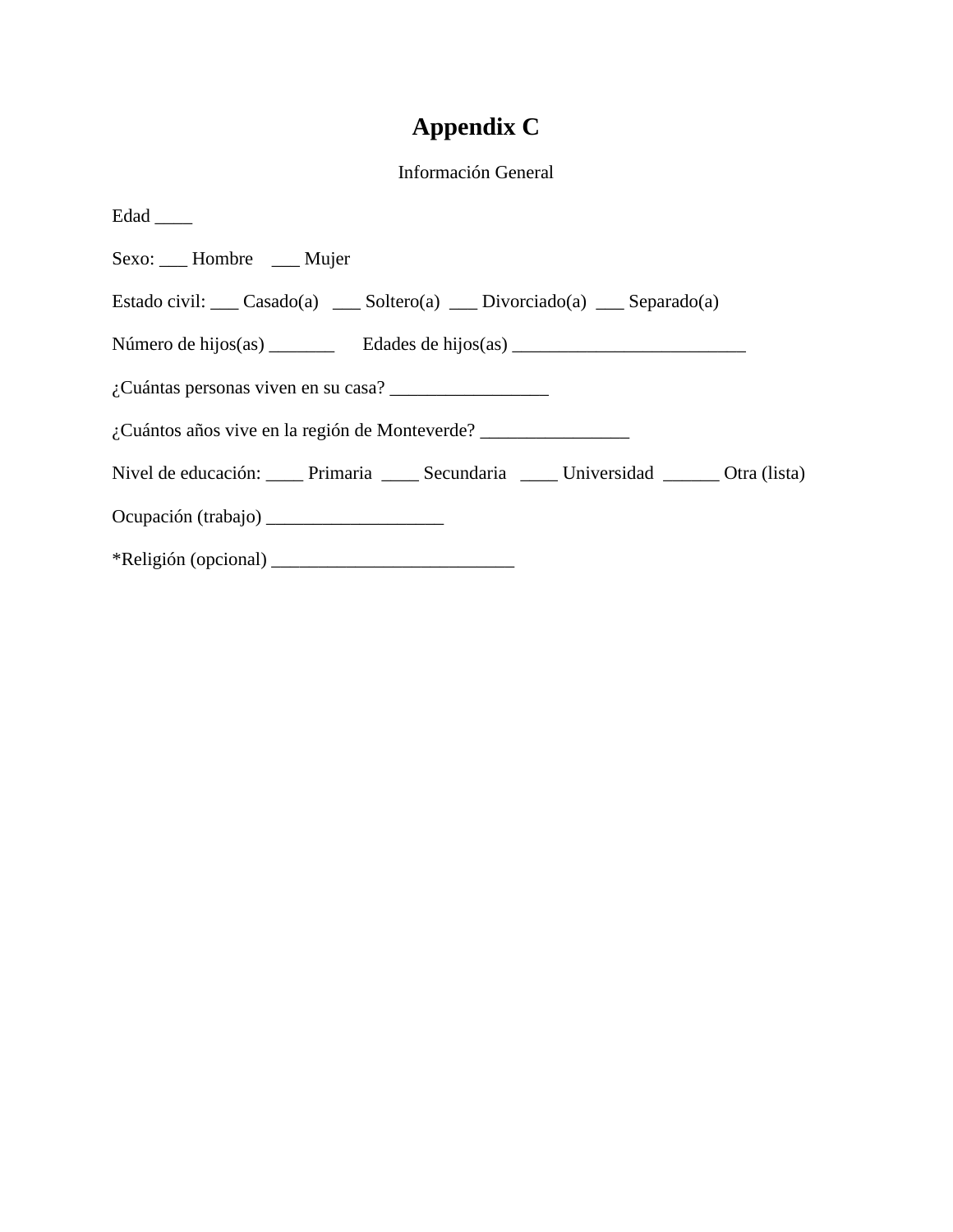# Appendix C

Información General

Edad ____

Sexo: ___ Hombre ___ Mujer

Estado civil: ___ Casado(a) ___ Soltero(a) ___ Divorciado(a) ___ Separado(a)

Número de hijos(as) _______ Edades de hijos(as) _________________________

¿Cuántas personas viven en su casa? _________________

¿Cuántos años vive en la región de Monteverde? ________________

Nivel de educación: ____ Primaria ____ Secundaria ____ Universidad ______ Otra (lista)

Ocupación (trabajo) ___________________

*Religión (opcional) __________________________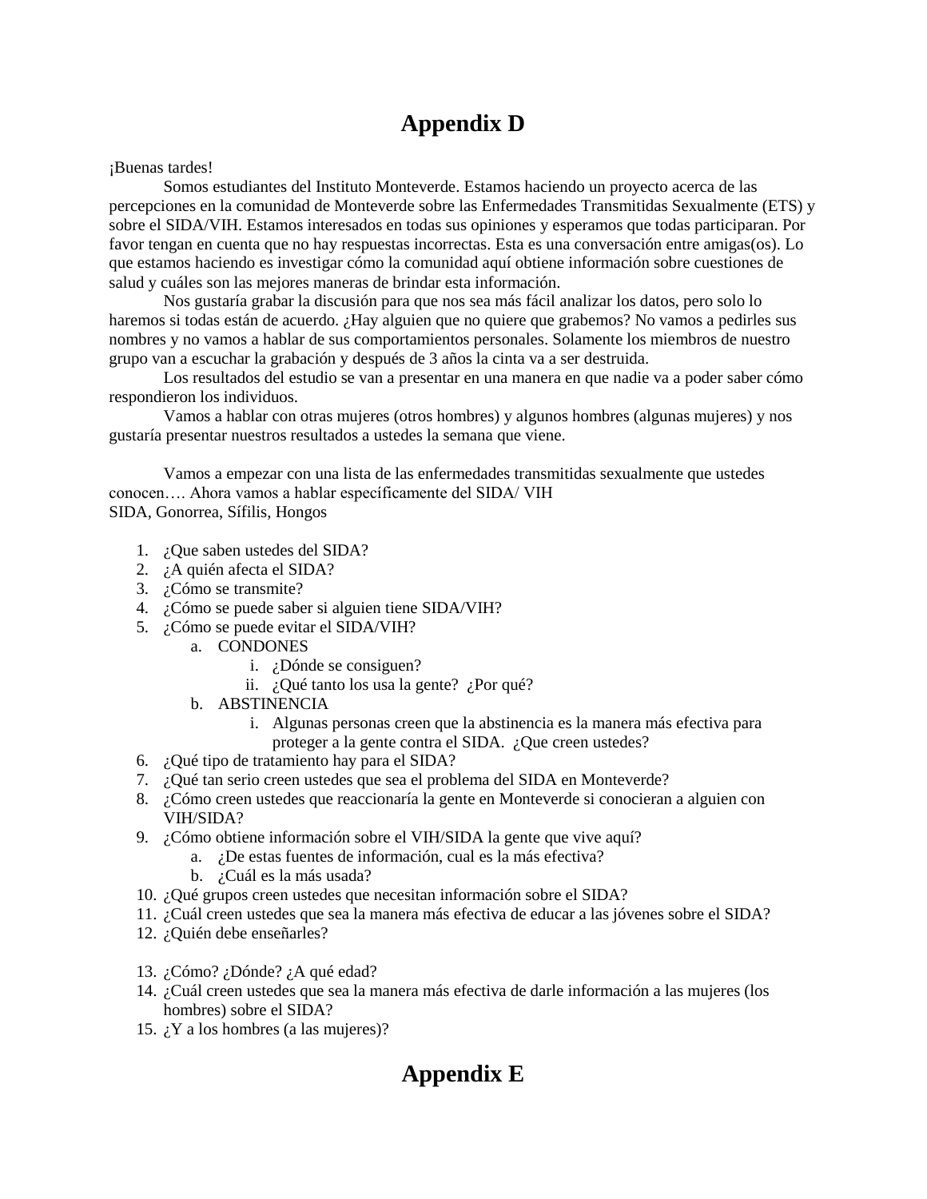# Appendix D

¡Buenas tardes!

Somos estudiantes del Instituto Monteverde. Estamos haciendo un proyecto acerca de las percepciones en la comunidad de Monteverde sobre las Enfermedades Transmitidas Sexualmente (ETS) y sobre el SIDA/VIH. Estamos interesados en todas sus opiniones y esperamos que todas participaran. Por favor tengan en cuenta que no hay respuestas incorrectas. Esta es una conversación entre amigas(os). Lo que estamos haciendo es investigar cómo la comunidad aquí obtiene información sobre cuestiones de salud y cuáles son las mejores maneras de brindar esta información.

Nos gustaría grabar la discusión para que nos sea más fácil analizar los datos, pero solo lo haremos si todas están de acuerdo. ¿Hay alguien que no quiere que grabemos? No vamos a pedirles sus nombres y no vamos a hablar de sus comportamientos personales. Solamente los miembros de nuestro grupo van a escuchar la grabación y después de 3 años la cinta va a ser destruida.

Los resultados del estudio se van a presentar en una manera en que nadie va a poder saber cómo respondieron los individuos.

Vamos a hablar con otras mujeres (otros hombres) y algunos hombres (algunas mujeres) y nos gustaría presentar nuestros resultados a ustedes la semana que viene.

Vamos a empezar con una lista de las enfermedades transmitidas sexualmente que ustedes conocen…. Ahora vamos a hablar específicamente del SIDA/ VIH
SIDA, Gonorrea, Sífilis, Hongos

1. ¿Que saben ustedes del SIDA?
2. ¿A quién afecta el SIDA?
3. ¿Cómo se transmite?
4. ¿Cómo se puede saber si alguien tiene SIDA/VIH?
5. ¿Cómo se puede evitar el SIDA/VIH?
   a. CONDONES
      i. ¿Dónde se consiguen?
      ii. ¿Qué tanto los usa la gente? ¿Por qué?
   b. ABSTINENCIA
      i. Algunas personas creen que la abstinencia es la manera más efectiva para proteger a la gente contra el SIDA. ¿Que creen ustedes?
6. ¿Qué tipo de tratamiento hay para el SIDA?
7. ¿Qué tan serio creen ustedes que sea el problema del SIDA en Monteverde?
8. ¿Cómo creen ustedes que reaccionaría la gente en Monteverde si conocieran a alguien con VIH/SIDA?
9. ¿Cómo obtiene información sobre el VIH/SIDA la gente que vive aquí?
   a. ¿De estas fuentes de información, cual es la más efectiva?
   b. ¿Cuál es la más usada?
10. ¿Qué grupos creen ustedes que necesitan información sobre el SIDA?
11. ¿Cuál creen ustedes que sea la manera más efectiva de educar a las jóvenes sobre el SIDA?
12. ¿Quién debe enseñarles?

13. ¿Cómo? ¿Dónde? ¿A qué edad?
14. ¿Cuál creen ustedes que sea la manera más efectiva de darle información a las mujeres (los hombres) sobre el SIDA?
15. ¿Y a los hombres (a las mujeres)?

# Appendix E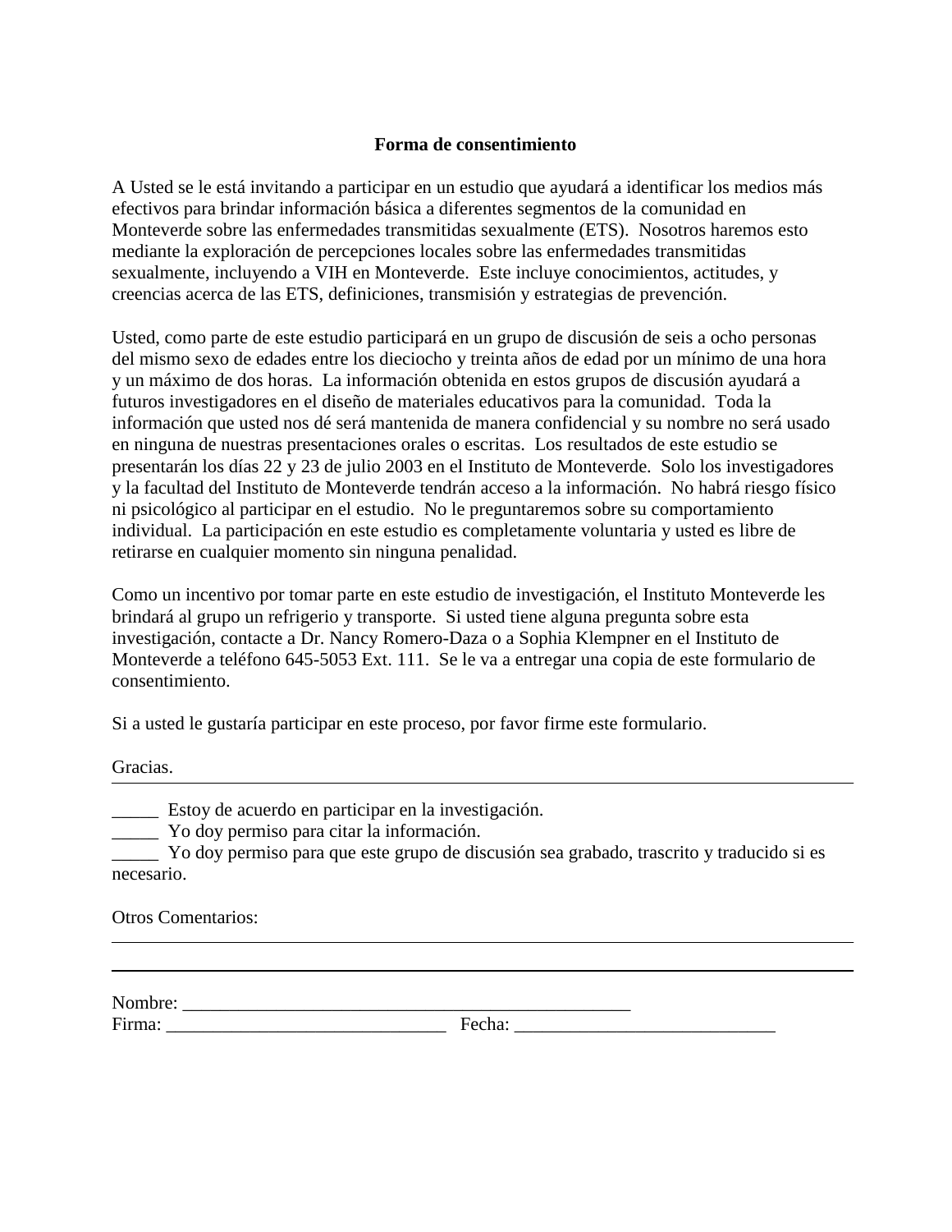**Forma de consentimiento**

A Usted se le está invitando a participar en un estudio que ayudará a identificar los medios más efectivos para brindar información básica a diferentes segmentos de la comunidad en Monteverde sobre las enfermedades transmitidas sexualmente (ETS). Nosotros haremos esto mediante la exploración de percepciones locales sobre las enfermedades transmitidas sexualmente, incluyendo a VIH en Monteverde. Este incluye conocimientos, actitudes, y creencias acerca de las ETS, definiciones, transmisión y estrategias de prevención.

Usted, como parte de este estudio participará en un grupo de discusión de seis a ocho personas del mismo sexo de edades entre los dieciocho y treinta años de edad por un mínimo de una hora y un máximo de dos horas. La información obtenida en estos grupos de discusión ayudará a futuros investigadores en el diseño de materiales educativos para la comunidad. Toda la información que usted nos dé será mantenida de manera confidencial y su nombre no será usado en ninguna de nuestras presentaciones orales o escritas. Los resultados de este estudio se presentarán los días 22 y 23 de julio 2003 en el Instituto de Monteverde. Solo los investigadores y la facultad del Instituto de Monteverde tendrán acceso a la información. No habrá riesgo físico ni psicológico al participar en el estudio. No le preguntaremos sobre su comportamiento individual. La participación en este estudio es completamente voluntaria y usted es libre de retirarse en cualquier momento sin ninguna penalidad.

Como un incentivo por tomar parte en este estudio de investigación, el Instituto Monteverde les brindará al grupo un refrigerio y transporte. Si usted tiene alguna pregunta sobre esta investigación, contacte a Dr. Nancy Romero-Daza o a Sophia Klempner en el Instituto de Monteverde a teléfono 645-5053 Ext. 111. Se le va a entregar una copia de este formulario de consentimiento.

Si a usted le gustaría participar en este proceso, por favor firme este formulario.

Gracias.

---

_____ Estoy de acuerdo en participar en la investigación.
_____ Yo doy permiso para citar la información.
_____ Yo doy permiso para que este grupo de discusión sea grabado, trascrito y traducido si es necesario.

Otros Comentarios:

---

---

Nombre: _________________________________________________
Firma: ______________________________ Fecha: ___________________________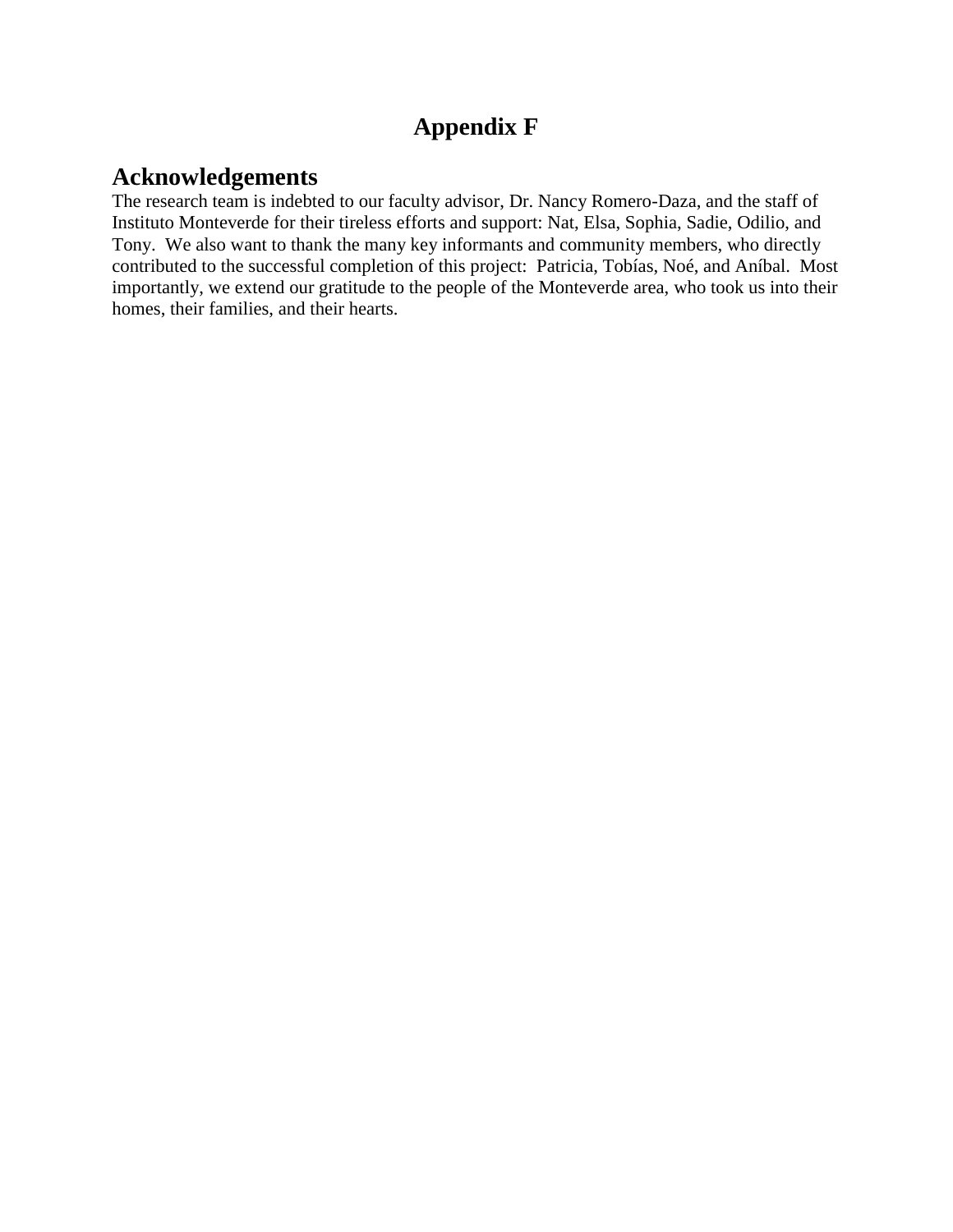# Appendix F

## Acknowledgements

The research team is indebted to our faculty advisor, Dr. Nancy Romero-Daza, and the staff of Instituto Monteverde for their tireless efforts and support: Nat, Elsa, Sophia, Sadie, Odilio, and Tony. We also want to thank the many key informants and community members, who directly contributed to the successful completion of this project: Patricia, Tobías, Noé, and Aníbal. Most importantly, we extend our gratitude to the people of the Monteverde area, who took us into their homes, their families, and their hearts.